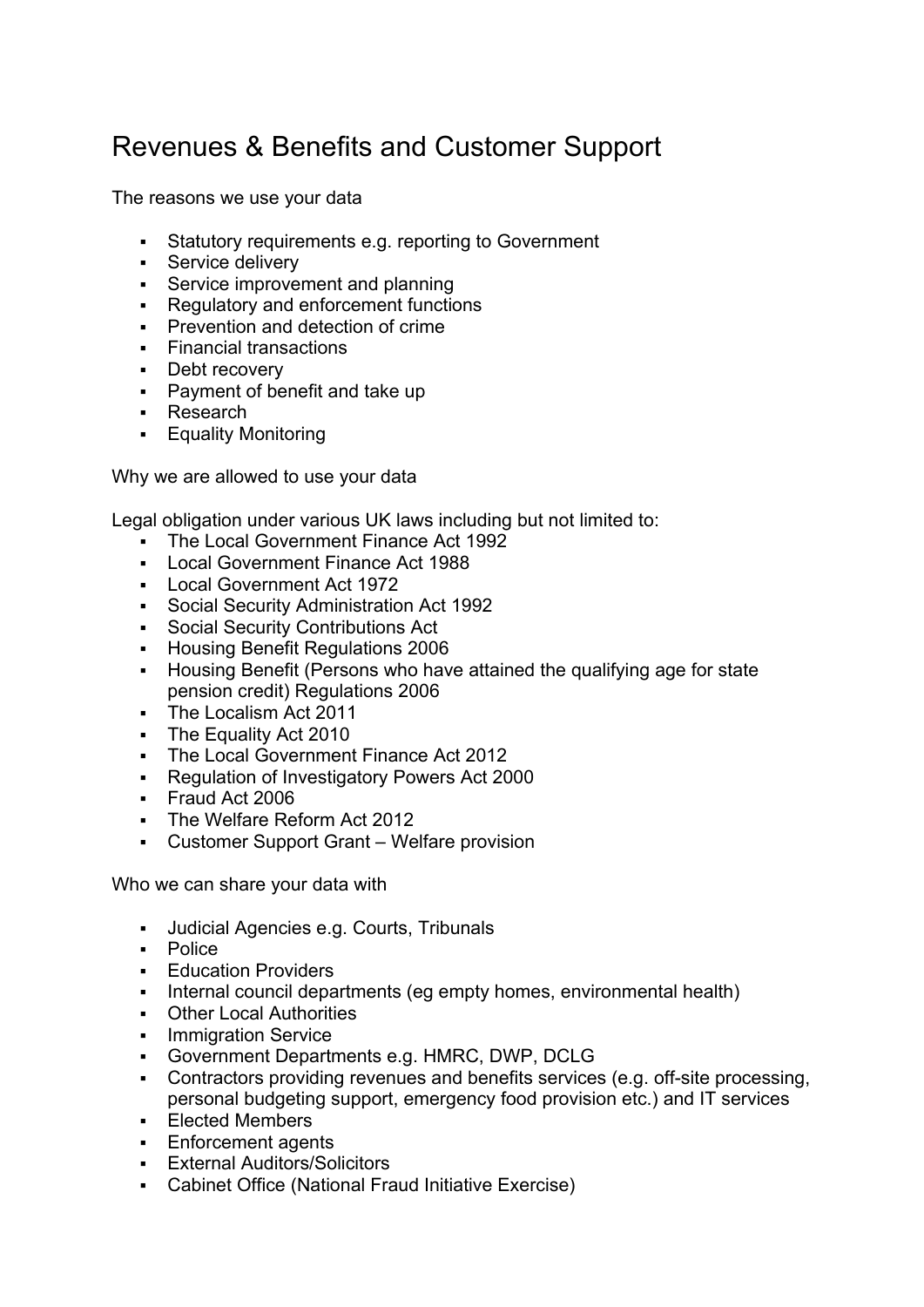# Revenues & Benefits and Customer Support

The reasons we use your data

- Statutory requirements e.g. reporting to Government
- Service delivery
- Service improvement and planning
- Regulatory and enforcement functions
- Prevention and detection of crime
- Financial transactions
- Debt recovery
- Payment of benefit and take up
- Research
- Equality Monitoring

Why we are allowed to use your data

Legal obligation under various UK laws including but not limited to:

- The Local Government Finance Act 1992
- Local Government Finance Act 1988
- Local Government Act 1972
- Social Security Administration Act 1992
- Social Security Contributions Act
- Housing Benefit Regulations 2006
- Housing Benefit (Persons who have attained the qualifying age for state pension credit) Regulations 2006
- The Localism Act 2011
- The Equality Act 2010
- The Local Government Finance Act 2012
- Regulation of Investigatory Powers Act 2000
- Fraud Act 2006
- The Welfare Reform Act 2012
- Customer Support Grant – Welfare provision

Who we can share your data with

- Judicial Agencies e.g. Courts, Tribunals
- Police
- Education Providers
- Internal council departments (eg empty homes, environmental health)
- Other Local Authorities
- Immigration Service
- Government Departments e.g. HMRC, DWP, DCLG
- Contractors providing revenues and benefits services (e.g. off-site processing, personal budgeting support, emergency food provision etc.) and IT services
- Elected Members
- Enforcement agents
- External Auditors/Solicitors
- Cabinet Office (National Fraud Initiative Exercise)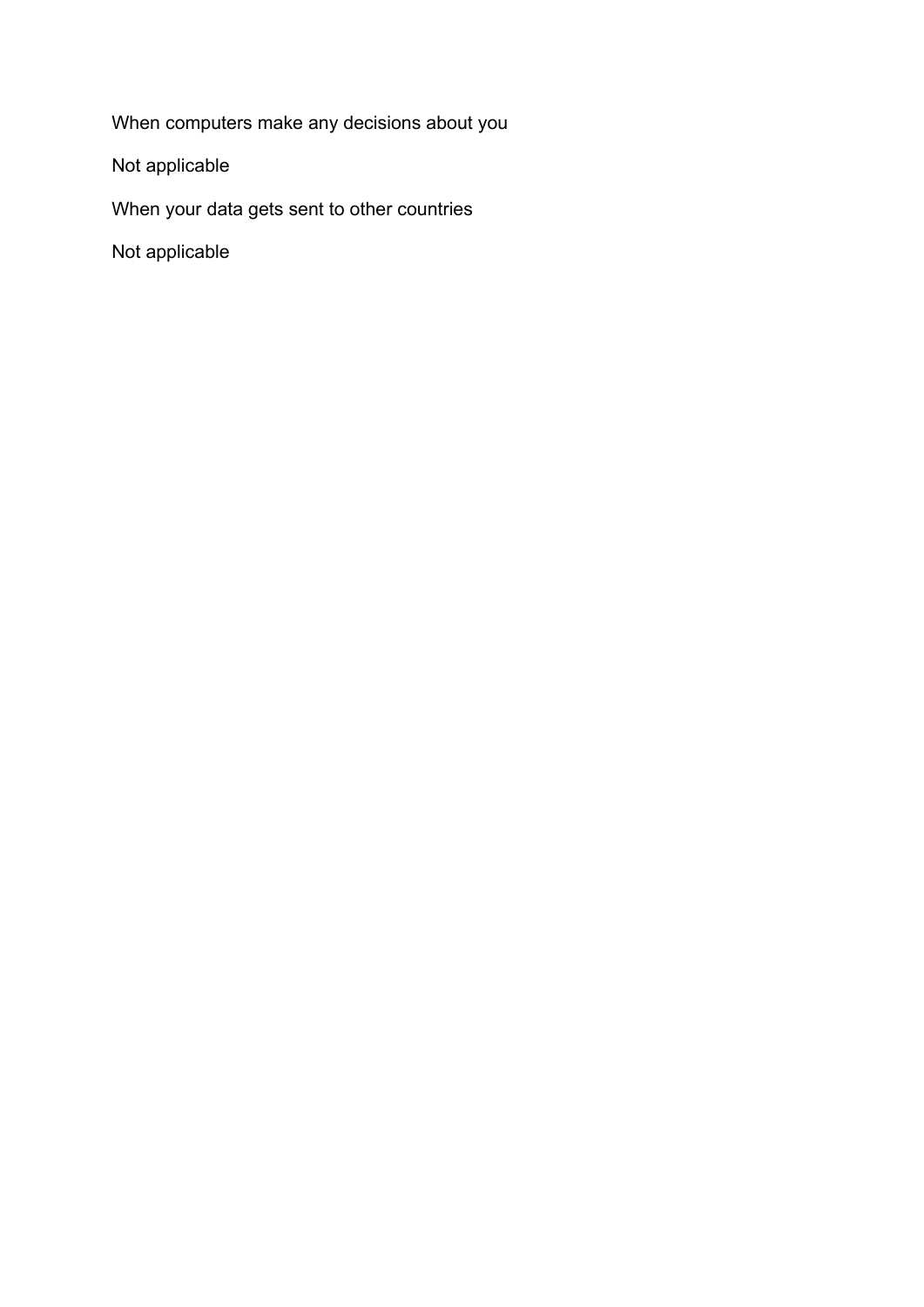When computers make any decisions about you

Not applicable

When your data gets sent to other countries

Not applicable